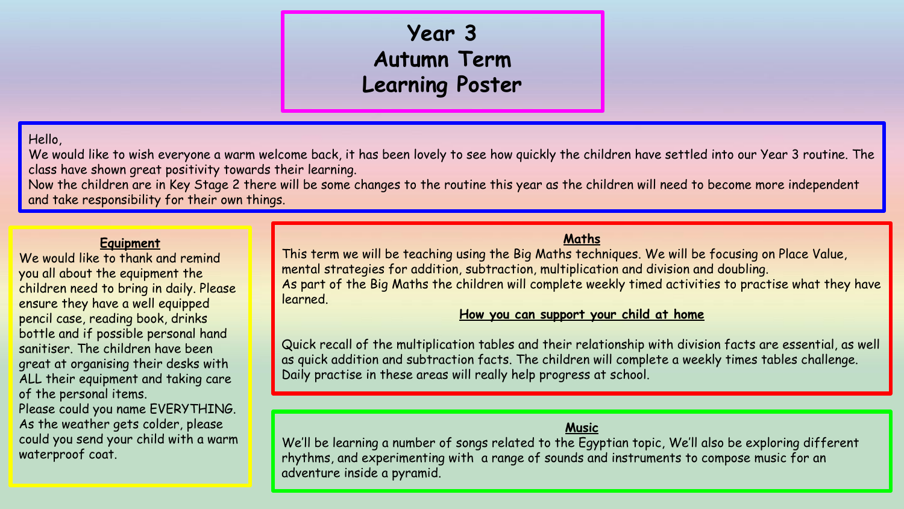# Year 3
# Autumn Term
# Learning Poster

Hello,
We would like to wish everyone a warm welcome back, it has been lovely to see how quickly the children have settled into our Year 3 routine. The class have shown great positivity towards their learning.
Now the children are in Key Stage 2 there will be some changes to the routine this year as the children will need to become more independent and take responsibility for their own things.

## Equipment

We would like to thank and remind you all about the equipment the children need to bring in daily. Please ensure they have a well equipped pencil case, reading book, drinks bottle and if possible personal hand sanitiser. The children have been great at organising their desks with ALL their equipment and taking care of the personal items.
Please could you name EVERYTHING.
As the weather gets colder, please could you send your child with a warm waterproof coat.

## Maths

This term we will be teaching using the Big Maths techniques. We will be focusing on Place Value, mental strategies for addition, subtraction, multiplication and division and doubling.
As part of the Big Maths the children will complete weekly timed activities to practise what they have learned.

### How you can support your child at home

Quick recall of the multiplication tables and their relationship with division facts are essential, as well as quick addition and subtraction facts. The children will complete a weekly times tables challenge. Daily practise in these areas will really help progress at school.

## Music

We'll be learning a number of songs related to the Egyptian topic, We'll also be exploring different rhythms, and experimenting with a range of sounds and instruments to compose music for an adventure inside a pyramid.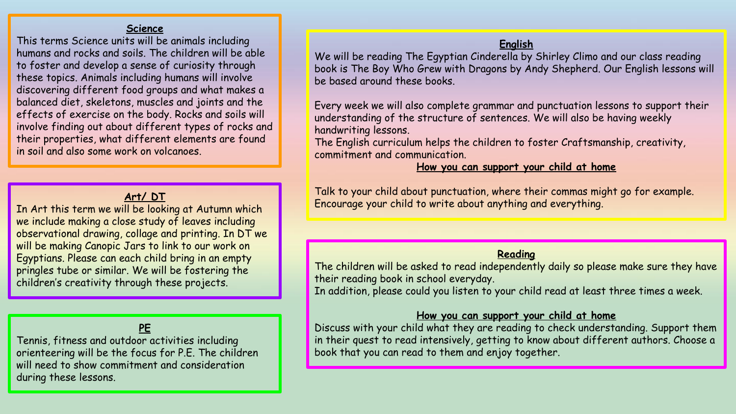## Science

This terms Science units will be animals including humans and rocks and soils. The children will be able to foster and develop a sense of curiosity through these topics. Animals including humans will involve discovering different food groups and what makes a balanced diet, skeletons, muscles and joints and the effects of exercise on the body. Rocks and soils will involve finding out about different types of rocks and their properties, what different elements are found in soil and also some work on volcanoes.

## Art/ DT

In Art this term we will be looking at Autumn which we include making a close study of leaves including observational drawing, collage and printing. In DT we will be making Canopic Jars to link to our work on Egyptians. Please can each child bring in an empty pringles tube or similar. We will be fostering the children's creativity through these projects.

## PE

Tennis, fitness and outdoor activities including orienteering will be the focus for P.E. The children will need to show commitment and consideration during these lessons.

## English

We will be reading The Egyptian Cinderella by Shirley Climo and our class reading book is The Boy Who Grew with Dragons by Andy Shepherd. Our English lessons will be based around these books.

Every week we will also complete grammar and punctuation lessons to support their understanding of the structure of sentences. We will also be having weekly handwriting lessons.
The English curriculum helps the children to foster Craftsmanship, creativity, commitment and communication.

### How you can support your child at home

Talk to your child about punctuation, where their commas might go for example.
Encourage your child to write about anything and everything.

## Reading

The children will be asked to read independently daily so please make sure they have their reading book in school everyday.
In addition, please could you listen to your child read at least three times a week.

### How you can support your child at home

Discuss with your child what they are reading to check understanding. Support them in their quest to read intensively, getting to know about different authors. Choose a book that you can read to them and enjoy together.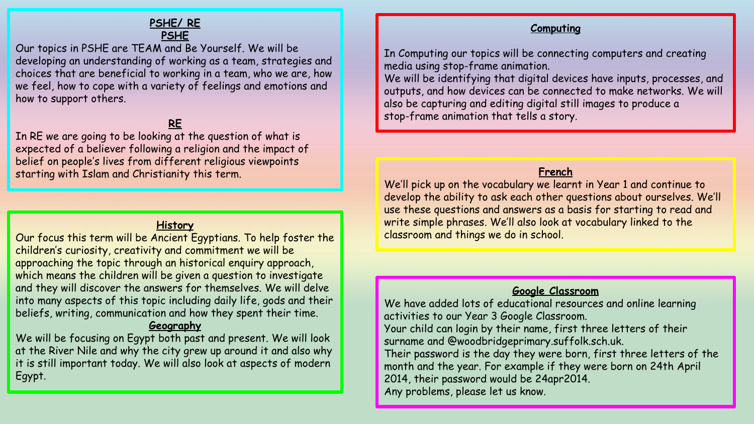## PSHE/ RE

### PSHE

Our topics in PSHE are TEAM and Be Yourself. We will be developing an understanding of working as a team, strategies and choices that are beneficial to working in a team, who we are, how we feel, how to cope with a variety of feelings and emotions and how to support others.

### RE

In RE we are going to be looking at the question of what is expected of a believer following a religion and the impact of belief on people's lives from different religious viewpoints starting with Islam and Christianity this term.

## History

Our focus this term will be Ancient Egyptians. To help foster the children's curiosity, creativity and commitment we will be approaching the topic through an historical enquiry approach, which means the children will be given a question to investigate and they will discover the answers for themselves. We will delve into many aspects of this topic including daily life, gods and their beliefs, writing, communication and how they spent their time.

## Geography

We will be focusing on Egypt both past and present. We will look at the River Nile and why the city grew up around it and also why it is still important today. We will also look at aspects of modern Egypt.

## Computing

In Computing our topics will be connecting computers and creating media using stop-frame animation.
We will be identifying that digital devices have inputs, processes, and outputs, and how devices can be connected to make networks. We will also be capturing and editing digital still images to produce a stop-frame animation that tells a story.

## French

We'll pick up on the vocabulary we learnt in Year 1 and continue to develop the ability to ask each other questions about ourselves. We'll use these questions and answers as a basis for starting to read and write simple phrases. We'll also look at vocabulary linked to the classroom and things we do in school.

## Google Classroom

We have added lots of educational resources and online learning activities to our Year 3 Google Classroom.
Your child can login by their name, first three letters of their surname and @woodbridgeprimary.suffolk.sch.uk.
Their password is the day they were born, first three letters of the month and the year. For example if they were born on 24th April 2014, their password would be 24apr2014.
Any problems, please let us know.